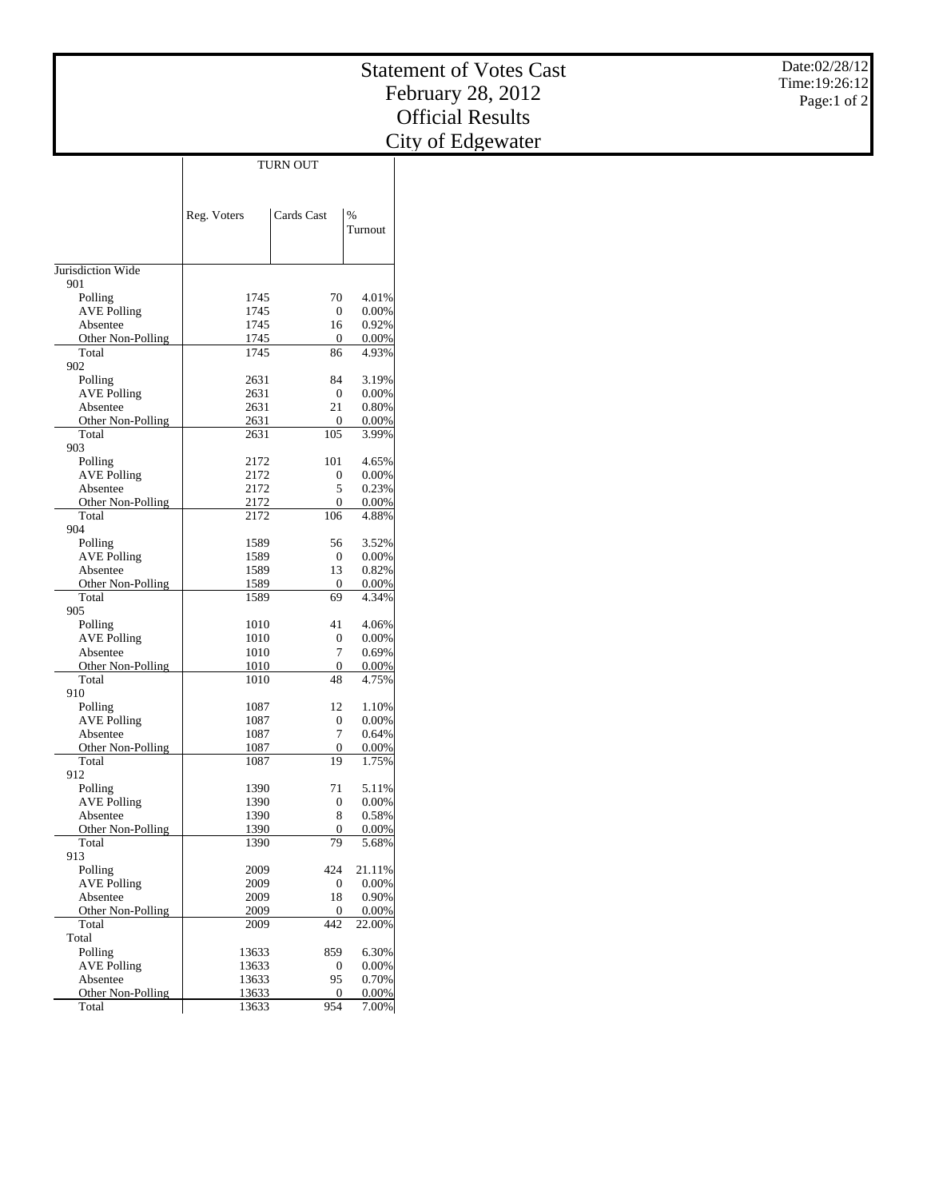# Statement of Votes Cast
## February 28, 2012
## Official Results
## City of Edgewater

Date:02/28/12
Time:19:26:12

| | TURN OUT | | |
|---|---|---|---|
| | Reg. Voters | Cards Cast | % Turnout |
| Jurisdiction Wide | | | |
| 901 | | | |
| Polling | 1745 | 70 | 4.01% |
| AVE Polling | 1745 | 0 | 0.00% |
| Absentee | 1745 | 16 | 0.92% |
| Other Non-Polling | 1745 | 0 | 0.00% |
| Total | 1745 | 86 | 4.93% |
| 902 | | | |
| Polling | 2631 | 84 | 3.19% |
| AVE Polling | 2631 | 0 | 0.00% |
| Absentee | 2631 | 21 | 0.80% |
| Other Non-Polling | 2631 | 0 | 0.00% |
| Total | 2631 | 105 | 3.99% |
| 903 | | | |
| Polling | 2172 | 101 | 4.65% |
| AVE Polling | 2172 | 0 | 0.00% |
| Absentee | 2172 | 5 | 0.23% |
| Other Non-Polling | 2172 | 0 | 0.00% |
| Total | 2172 | 106 | 4.88% |
| 904 | | | |
| Polling | 1589 | 56 | 3.52% |
| AVE Polling | 1589 | 0 | 0.00% |
| Absentee | 1589 | 13 | 0.82% |
| Other Non-Polling | 1589 | 0 | 0.00% |
| Total | 1589 | 69 | 4.34% |
| 905 | | | |
| Polling | 1010 | 41 | 4.06% |
| AVE Polling | 1010 | 0 | 0.00% |
| Absentee | 1010 | 7 | 0.69% |
| Other Non-Polling | 1010 | 0 | 0.00% |
| Total | 1010 | 48 | 4.75% |
| 910 | | | |
| Polling | 1087 | 12 | 1.10% |
| AVE Polling | 1087 | 0 | 0.00% |
| Absentee | 1087 | 7 | 0.64% |
| Other Non-Polling | 1087 | 0 | 0.00% |
| Total | 1087 | 19 | 1.75% |
| 912 | | | |
| Polling | 1390 | 71 | 5.11% |
| AVE Polling | 1390 | 0 | 0.00% |
| Absentee | 1390 | 8 | 0.58% |
| Other Non-Polling | 1390 | 0 | 0.00% |
| Total | 1390 | 79 | 5.68% |
| 913 | | | |
| Polling | 2009 | 424 | 21.11% |
| AVE Polling | 2009 | 0 | 0.00% |
| Absentee | 2009 | 18 | 0.90% |
| Other Non-Polling | 2009 | 0 | 0.00% |
| Total | 2009 | 442 | 22.00% |
| Total | | | |
| Polling | 13633 | 859 | 6.30% |
| AVE Polling | 13633 | 0 | 0.00% |
| Absentee | 13633 | 95 | 0.70% |
| Other Non-Polling | 13633 | 0 | 0.00% |
| Total | 13633 | 954 | 7.00% |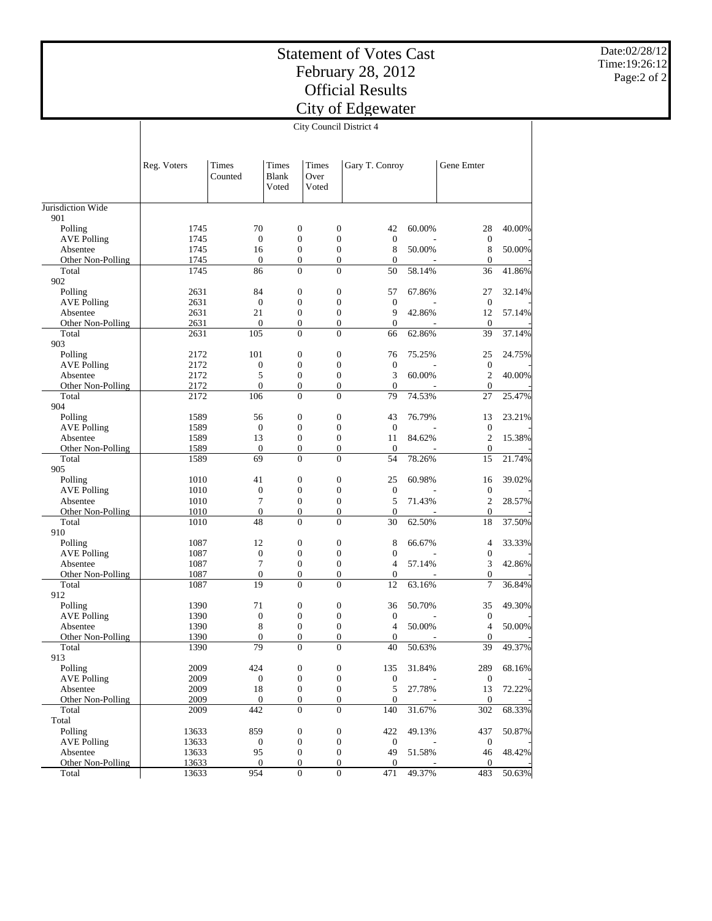# Statement of Votes Cast
# February 28, 2012
# Official Results
# City of Edgewater

Date:02/28/12
Time:19:26:12

City Council District 4

| | Reg. Voters | Times Counted | Times Blank Voted | Times Over Voted | Gary T. Conroy | | Gene Emter | |
|---|---|---|---|---|---|---|---|---|
| Jurisdiction Wide | | | | | | | | |
| 901 | | | | | | | | |
| Polling | 1745 | 70 | 0 | 0 | 42 | 60.00% | 28 | 40.00% |
| AVE Polling | 1745 | 0 | 0 | 0 | 0 | - | 0 | - |
| Absentee | 1745 | 16 | 0 | 0 | 8 | 50.00% | 8 | 50.00% |
| Other Non-Polling | 1745 | 0 | 0 | 0 | 0 | - | 0 | - |
| Total | 1745 | 86 | 0 | 0 | 50 | 58.14% | 36 | 41.86% |
| 902 | | | | | | | | |
| Polling | 2631 | 84 | 0 | 0 | 57 | 67.86% | 27 | 32.14% |
| AVE Polling | 2631 | 0 | 0 | 0 | 0 | - | 0 | - |
| Absentee | 2631 | 21 | 0 | 0 | 9 | 42.86% | 12 | 57.14% |
| Other Non-Polling | 2631 | 0 | 0 | 0 | 0 | - | 0 | - |
| Total | 2631 | 105 | 0 | 0 | 66 | 62.86% | 39 | 37.14% |
| 903 | | | | | | | | |
| Polling | 2172 | 101 | 0 | 0 | 76 | 75.25% | 25 | 24.75% |
| AVE Polling | 2172 | 0 | 0 | 0 | 0 | - | 0 | - |
| Absentee | 2172 | 5 | 0 | 0 | 3 | 60.00% | 2 | 40.00% |
| Other Non-Polling | 2172 | 0 | 0 | 0 | 0 | - | 0 | - |
| Total | 2172 | 106 | 0 | 0 | 79 | 74.53% | 27 | 25.47% |
| 904 | | | | | | | | |
| Polling | 1589 | 56 | 0 | 0 | 43 | 76.79% | 13 | 23.21% |
| AVE Polling | 1589 | 0 | 0 | 0 | 0 | - | 0 | - |
| Absentee | 1589 | 13 | 0 | 0 | 11 | 84.62% | 2 | 15.38% |
| Other Non-Polling | 1589 | 0 | 0 | 0 | 0 | - | 0 | - |
| Total | 1589 | 69 | 0 | 0 | 54 | 78.26% | 15 | 21.74% |
| 905 | | | | | | | | |
| Polling | 1010 | 41 | 0 | 0 | 25 | 60.98% | 16 | 39.02% |
| AVE Polling | 1010 | 0 | 0 | 0 | 0 | - | 0 | - |
| Absentee | 1010 | 7 | 0 | 0 | 5 | 71.43% | 2 | 28.57% |
| Other Non-Polling | 1010 | 0 | 0 | 0 | 0 | - | 0 | - |
| Total | 1010 | 48 | 0 | 0 | 30 | 62.50% | 18 | 37.50% |
| 910 | | | | | | | | |
| Polling | 1087 | 12 | 0 | 0 | 8 | 66.67% | 4 | 33.33% |
| AVE Polling | 1087 | 0 | 0 | 0 | 0 | - | 0 | - |
| Absentee | 1087 | 7 | 0 | 0 | 4 | 57.14% | 3 | 42.86% |
| Other Non-Polling | 1087 | 0 | 0 | 0 | 0 | - | 0 | - |
| Total | 1087 | 19 | 0 | 0 | 12 | 63.16% | 7 | 36.84% |
| 912 | | | | | | | | |
| Polling | 1390 | 71 | 0 | 0 | 36 | 50.70% | 35 | 49.30% |
| AVE Polling | 1390 | 0 | 0 | 0 | 0 | - | 0 | - |
| Absentee | 1390 | 8 | 0 | 0 | 4 | 50.00% | 4 | 50.00% |
| Other Non-Polling | 1390 | 0 | 0 | 0 | 0 | - | 0 | - |
| Total | 1390 | 79 | 0 | 0 | 40 | 50.63% | 39 | 49.37% |
| 913 | | | | | | | | |
| Polling | 2009 | 424 | 0 | 0 | 135 | 31.84% | 289 | 68.16% |
| AVE Polling | 2009 | 0 | 0 | 0 | 0 | - | 0 | - |
| Absentee | 2009 | 18 | 0 | 0 | 5 | 27.78% | 13 | 72.22% |
| Other Non-Polling | 2009 | 0 | 0 | 0 | 0 | - | 0 | - |
| Total | 2009 | 442 | 0 | 0 | 140 | 31.67% | 302 | 68.33% |
| Total | | | | | | | | |
| Polling | 13633 | 859 | 0 | 0 | 422 | 49.13% | 437 | 50.87% |
| AVE Polling | 13633 | 0 | 0 | 0 | 0 | - | 0 | - |
| Absentee | 13633 | 95 | 0 | 0 | 49 | 51.58% | 46 | 48.42% |
| Other Non-Polling | 13633 | 0 | 0 | 0 | 0 | - | 0 | - |
| Total | 13633 | 954 | 0 | 0 | 471 | 49.37% | 483 | 50.63% |